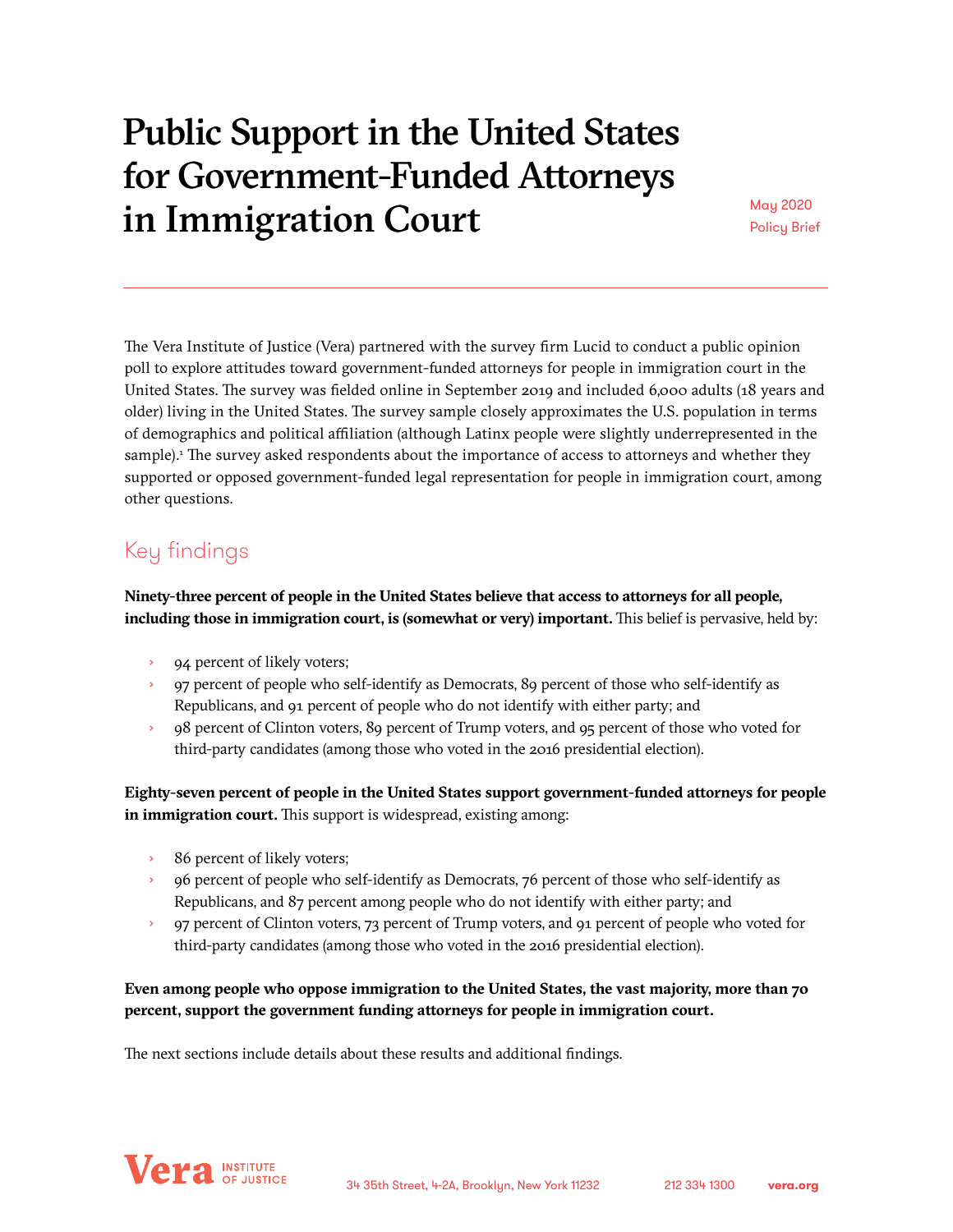# Public Support in the United States for Government-Funded Attorneys in Immigration Court

May 2020
Policy Brief

The Vera Institute of Justice (Vera) partnered with the survey firm Lucid to conduct a public opinion poll to explore attitudes toward government-funded attorneys for people in immigration court in the United States. The survey was fielded online in September 2019 and included 6,000 adults (18 years and older) living in the United States. The survey sample closely approximates the U.S. population in terms of demographics and political affiliation (although Latinx people were slightly underrepresented in the sample).[1] The survey asked respondents about the importance of access to attorneys and whether they supported or opposed government-funded legal representation for people in immigration court, among other questions.

## Key findings

**Ninety-three percent of people in the United States believe that access to attorneys for all people, including those in immigration court, is (somewhat or very) important.** This belief is pervasive, held by:

- 94 percent of likely voters;
- 97 percent of people who self-identify as Democrats, 89 percent of those who self-identify as Republicans, and 91 percent of people who do not identify with either party; and
- 98 percent of Clinton voters, 89 percent of Trump voters, and 95 percent of those who voted for third-party candidates (among those who voted in the 2016 presidential election).

**Eighty-seven percent of people in the United States support government-funded attorneys for people in immigration court.** This support is widespread, existing among:

- 86 percent of likely voters;
- 96 percent of people who self-identify as Democrats, 76 percent of those who self-identify as Republicans, and 87 percent among people who do not identify with either party; and
- 97 percent of Clinton voters, 73 percent of Trump voters, and 91 percent of people who voted for third-party candidates (among those who voted in the 2016 presidential election).

**Even among people who oppose immigration to the United States, the vast majority, more than 70 percent, support the government funding attorneys for people in immigration court.**

The next sections include details about these results and additional findings.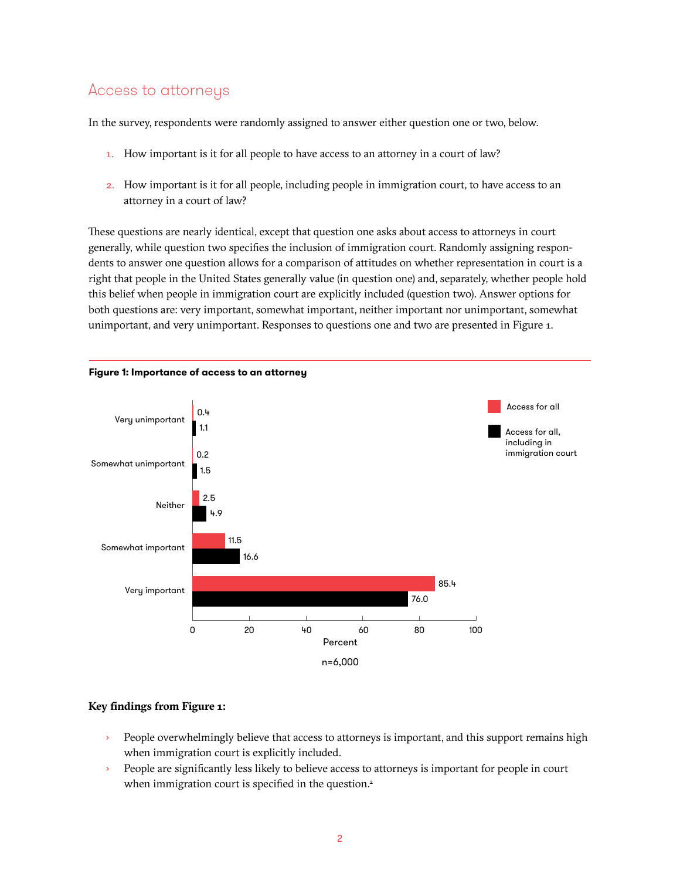## Access to attorneys

In the survey, respondents were randomly assigned to answer either question one or two, below.

1. How important is it for all people to have access to an attorney in a court of law?
2. How important is it for all people, including people in immigration court, to have access to an attorney in a court of law?

These questions are nearly identical, except that question one asks about access to attorneys in court generally, while question two specifies the inclusion of immigration court. Randomly assigning respondents to answer one question allows for a comparison of attitudes on whether representation in court is a right that people in the United States generally value (in question one) and, separately, whether people hold this belief when people in immigration court are explicitly included (question two). Answer options for both questions are: very important, somewhat important, neither important nor unimportant, somewhat unimportant, and very unimportant. Responses to questions one and two are presented in Figure 1.

**Figure 1: Importance of access to an attorney**

| | Access for all | Access for all, including in immigration court |
|---|---|---|
| Very unimportant | 0.4 | 1.1 |
| Somewhat unimportant | 0.2 | 1.5 |
| Neither | 2.5 | 4.9 |
| Somewhat important | 11.5 | 16.6 |
| Very important | 85.4 | 76.0 |

Percent

n=6,000

**Key findings from Figure 1:**

- People overwhelmingly believe that access to attorneys is important, and this support remains high when immigration court is explicitly included.
- People are significantly less likely to believe access to attorneys is important for people in court when immigration court is specified in the question.[2]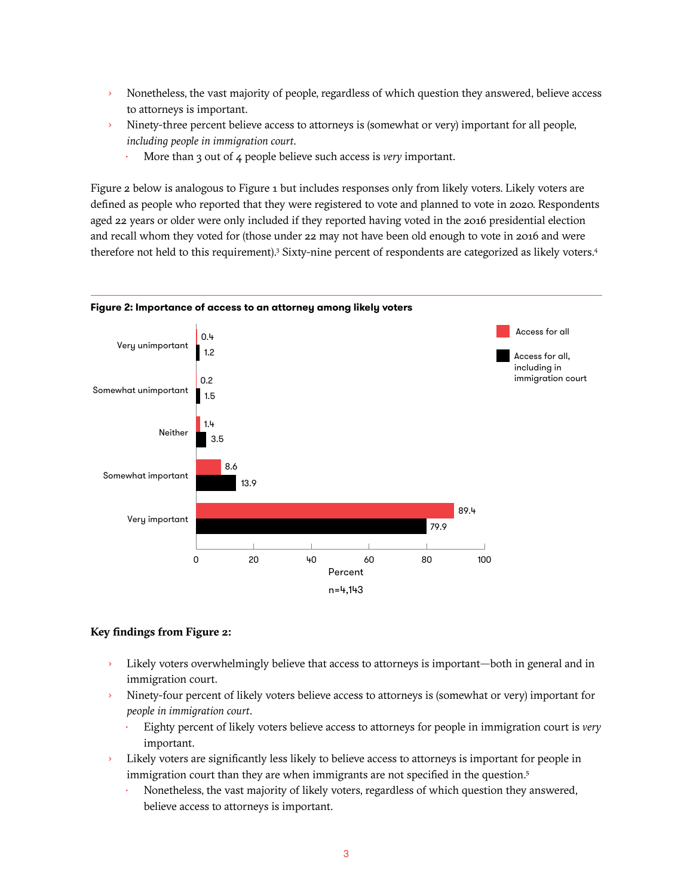- Nonetheless, the vast majority of people, regardless of which question they answered, believe access to attorneys is important.
- Ninety-three percent believe access to attorneys is (somewhat or very) important for all people, *including people in immigration court*.
    - More than 3 out of 4 people believe such access is *very* important.

Figure 2 below is analogous to Figure 1 but includes responses only from likely voters. Likely voters are defined as people who reported that they were registered to vote and planned to vote in 2020. Respondents aged 22 years or older were only included if they reported having voted in the 2016 presidential election and recall whom they voted for (those under 22 may not have been old enough to vote in 2016 and were therefore not held to this requirement).[3] Sixty-nine percent of respondents are categorized as likely voters.[4]

**Figure 2: Importance of access to an attorney among likely voters**

| | Access for all | Access for all, including in immigration court |
|---|---|---|
| Very unimportant | 0.4 | 1.2 |
| Somewhat unimportant | 0.2 | 1.5 |
| Neither | 1.4 | 3.5 |
| Somewhat important | 8.6 | 13.9 |
| Very important | 89.4 | 79.9 |

Percent

n=4,143

**Key findings from Figure 2:**

- Likely voters overwhelmingly believe that access to attorneys is important—both in general and in immigration court.
- Ninety-four percent of likely voters believe access to attorneys is (somewhat or very) important for *people in immigration court*.
    - Eighty percent of likely voters believe access to attorneys for people in immigration court is *very* important.
- Likely voters are significantly less likely to believe access to attorneys is important for people in immigration court than they are when immigrants are not specified in the question.[5]
    - Nonetheless, the vast majority of likely voters, regardless of which question they answered, believe access to attorneys is important.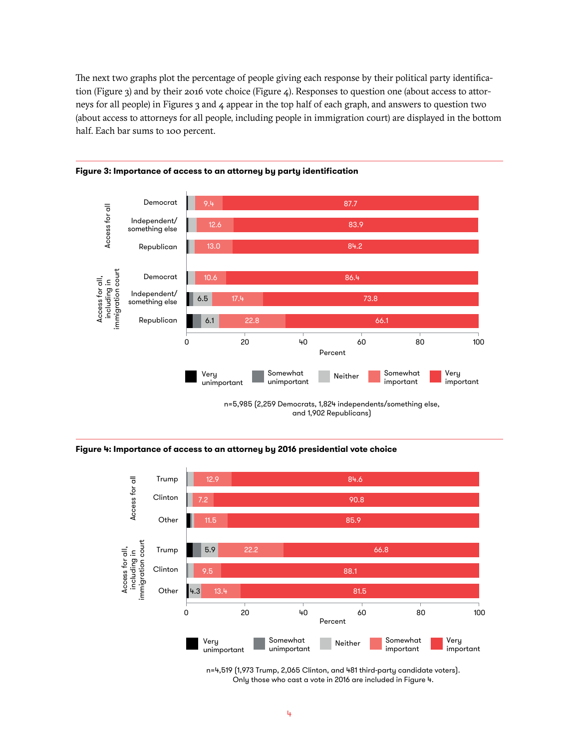The next two graphs plot the percentage of people giving each response by their political party identification (Figure 3) and by their 2016 vote choice (Figure 4). Responses to question one (about access to attorneys for all people) in Figures 3 and 4 appear in the top half of each graph, and answers to question two (about access to attorneys for all people, including people in immigration court) are displayed in the bottom half. Each bar sums to 100 percent.

**Figure 3: Importance of access to an attorney by party identification**

| | | Very unimportant | Somewhat unimportant | Neither | Somewhat important | Very important |
|---|---|---|---|---|---|---|
| Access for all | Democrat | | | | 9.4 | 87.7 |
| | Independent/ something else | | | | 12.6 | 83.9 |
| | Republican | | | | 13.0 | 84.2 |
| Access for all, including in immigration court | Democrat | | | | 10.6 | 86.4 |
| | Independent/ something else | | | 6.5 | 17.4 | 73.8 |
| | Republican | | | 6.1 | 22.8 | 66.1 |

Percent

n=5,985 (2,259 Democrats, 1,824 independents/something else, and 1,902 Republicans)

**Figure 4: Importance of access to an attorney by 2016 presidential vote choice**

| | | Very unimportant | Somewhat unimportant | Neither | Somewhat important | Very important |
|---|---|---|---|---|---|---|
| Access for all | Trump | | | | 12.9 | 84.6 |
| | Clinton | | | | 7.2 | 90.8 |
| | Other | | | | 11.5 | 85.9 |
| Access for all, including in immigration court | Trump | | | 5.9 | 22.2 | 66.8 |
| | Clinton | | | | 9.5 | 88.1 |
| | Other | | | 4.3 | 13.4 | 81.5 |

Percent

n=4,519 (1,973 Trump, 2,065 Clinton, and 481 third-party candidate voters). Only those who cast a vote in 2016 are included in Figure 4.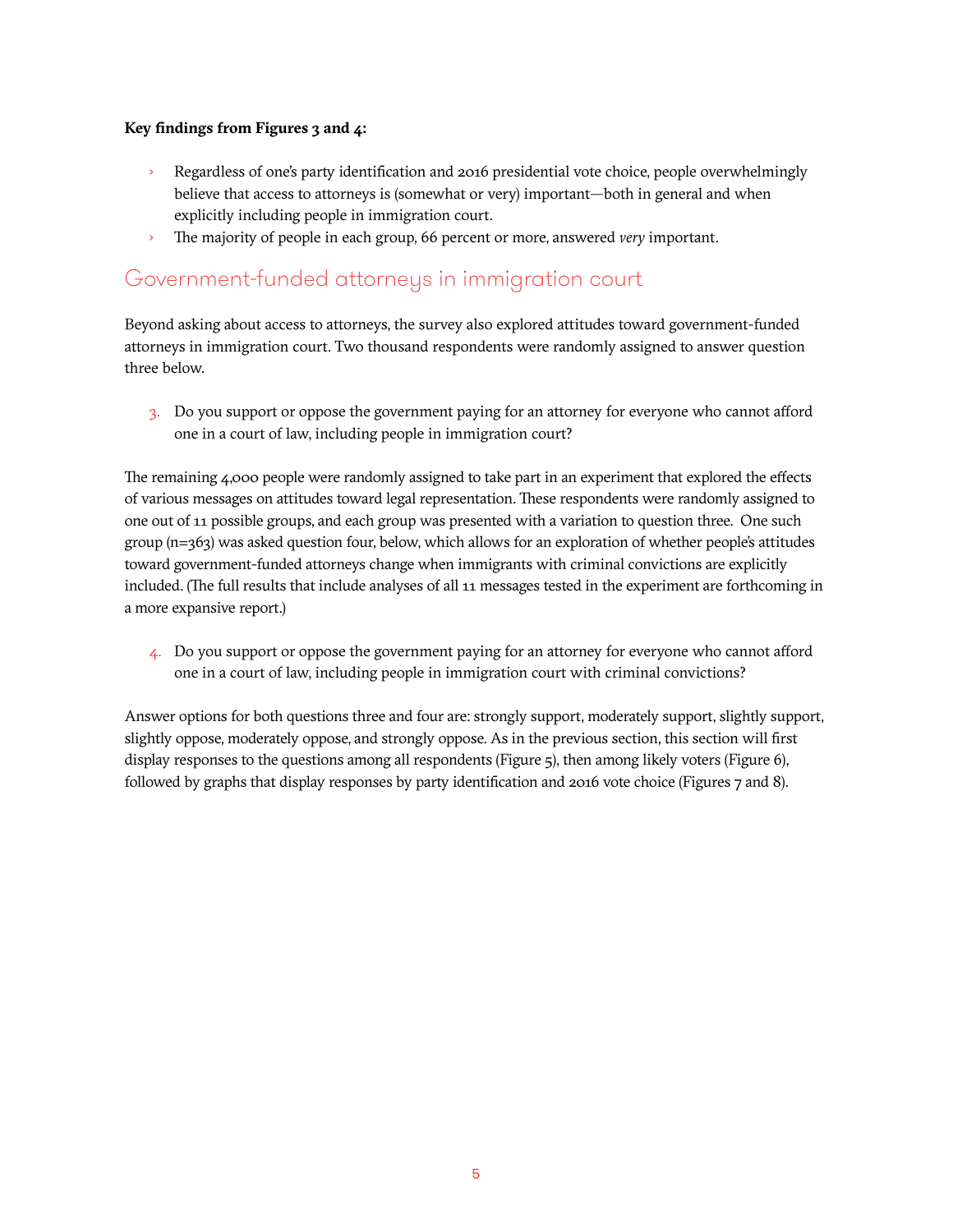**Key findings from Figures 3 and 4:**

- Regardless of one's party identification and 2016 presidential vote choice, people overwhelmingly believe that access to attorneys is (somewhat or very) important—both in general and when explicitly including people in immigration court.
- The majority of people in each group, 66 percent or more, answered *very* important.

## Government-funded attorneys in immigration court

Beyond asking about access to attorneys, the survey also explored attitudes toward government-funded attorneys in immigration court. Two thousand respondents were randomly assigned to answer question three below.

3. Do you support or oppose the government paying for an attorney for everyone who cannot afford one in a court of law, including people in immigration court?

The remaining 4,000 people were randomly assigned to take part in an experiment that explored the effects of various messages on attitudes toward legal representation. These respondents were randomly assigned to one out of 11 possible groups, and each group was presented with a variation to question three. One such group (n=363) was asked question four, below, which allows for an exploration of whether people's attitudes toward government-funded attorneys change when immigrants with criminal convictions are explicitly included. (The full results that include analyses of all 11 messages tested in the experiment are forthcoming in a more expansive report.)

4. Do you support or oppose the government paying for an attorney for everyone who cannot afford one in a court of law, including people in immigration court with criminal convictions?

Answer options for both questions three and four are: strongly support, moderately support, slightly support, slightly oppose, moderately oppose, and strongly oppose. As in the previous section, this section will first display responses to the questions among all respondents (Figure 5), then among likely voters (Figure 6), followed by graphs that display responses by party identification and 2016 vote choice (Figures 7 and 8).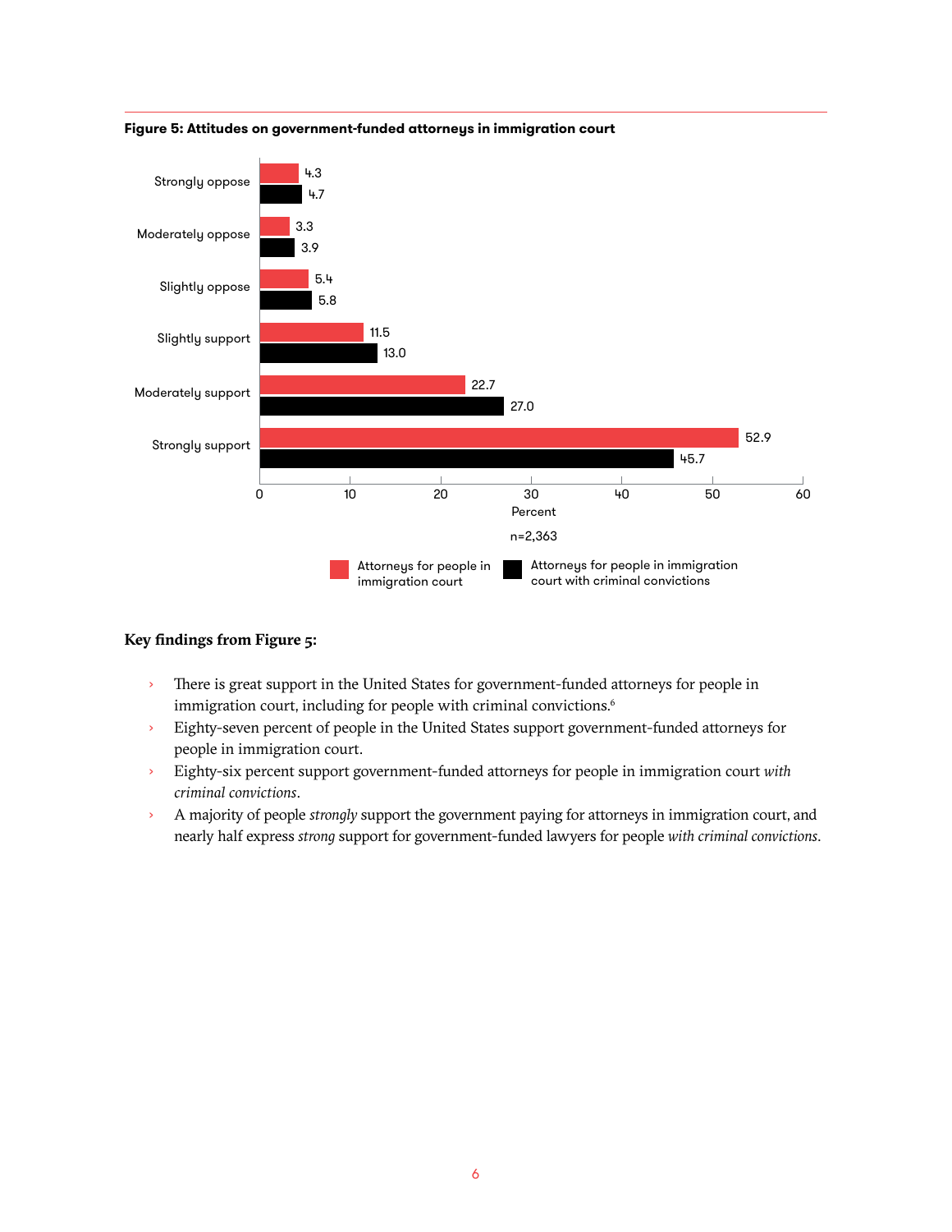**Figure 5: Attitudes on government-funded attorneys in immigration court**

| | Attorneys for people in immigration court | Attorneys for people in immigration court with criminal convictions |
|---|---|---|
| Strongly oppose | 4.3 | 4.7 |
| Moderately oppose | 3.3 | 3.9 |
| Slightly oppose | 5.4 | 5.8 |
| Slightly support | 11.5 | 13.0 |
| Moderately support | 22.7 | 27.0 |
| Strongly support | 52.9 | 45.7 |

Percent

n=2,363

### Key findings from Figure 5:

- There is great support in the United States for government-funded attorneys for people in immigration court, including for people with criminal convictions.[6]
- Eighty-seven percent of people in the United States support government-funded attorneys for people in immigration court.
- Eighty-six percent support government-funded attorneys for people in immigration court *with criminal convictions*.
- A majority of people *strongly* support the government paying for attorneys in immigration court, and nearly half express *strong* support for government-funded lawyers for people *with criminal convictions*.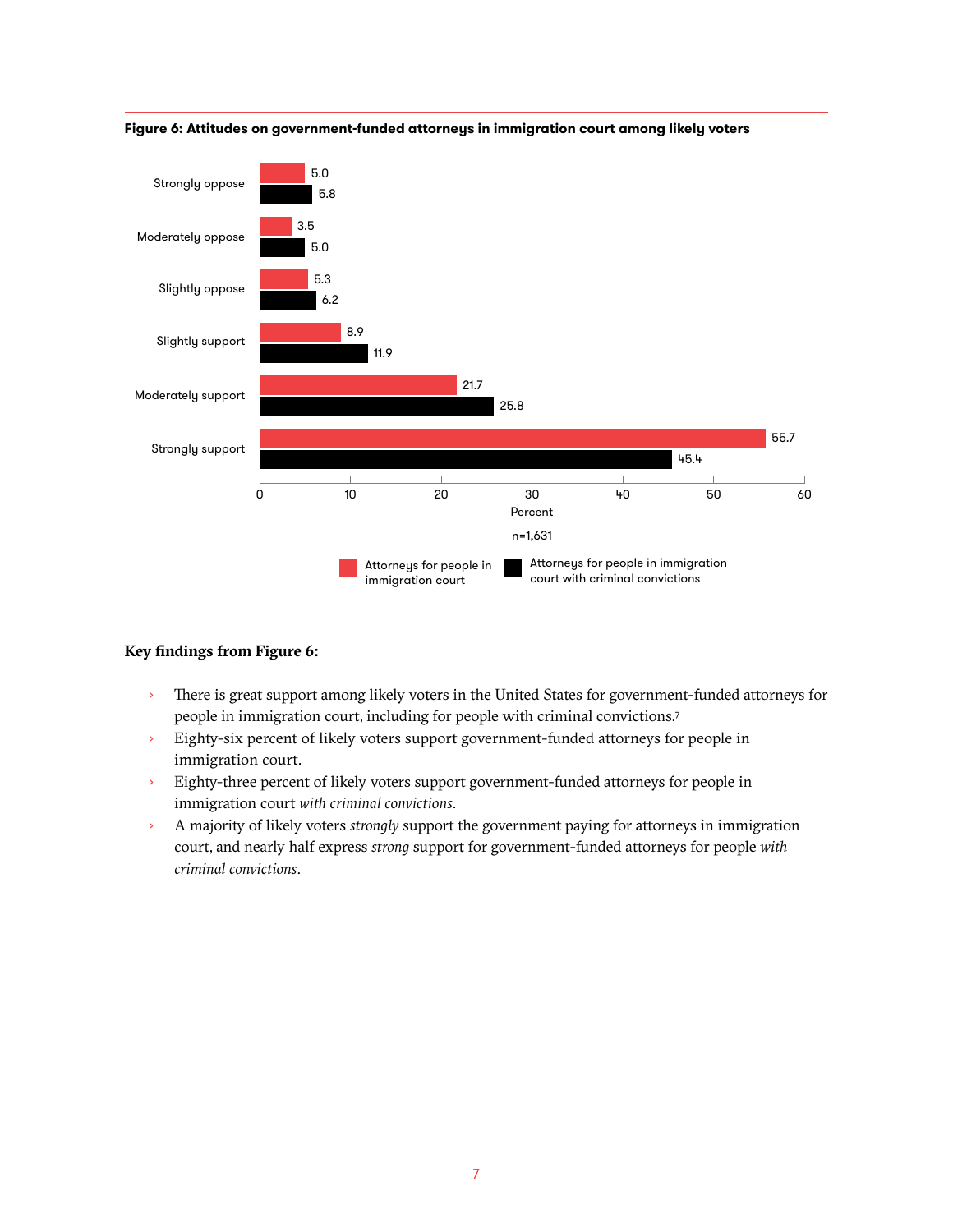**Figure 6: Attitudes on government-funded attorneys in immigration court among likely voters**

| | Attorneys for people in immigration court | Attorneys for people in immigration court with criminal convictions |
|---|---|---|
| Strongly oppose | 5.0 | 5.8 |
| Moderately oppose | 3.5 | 5.0 |
| Slightly oppose | 5.3 | 6.2 |
| Slightly support | 8.9 | 11.9 |
| Moderately support | 21.7 | 25.8 |
| Strongly support | 55.7 | 45.4 |

Percent

n=1,631

**Key findings from Figure 6:**

- There is great support among likely voters in the United States for government-funded attorneys for people in immigration court, including for people with criminal convictions.[7]
- Eighty-six percent of likely voters support government-funded attorneys for people in immigration court.
- Eighty-three percent of likely voters support government-funded attorneys for people in immigration court *with criminal convictions*.
- A majority of likely voters *strongly* support the government paying for attorneys in immigration court, and nearly half express *strong* support for government-funded attorneys for people *with criminal convictions*.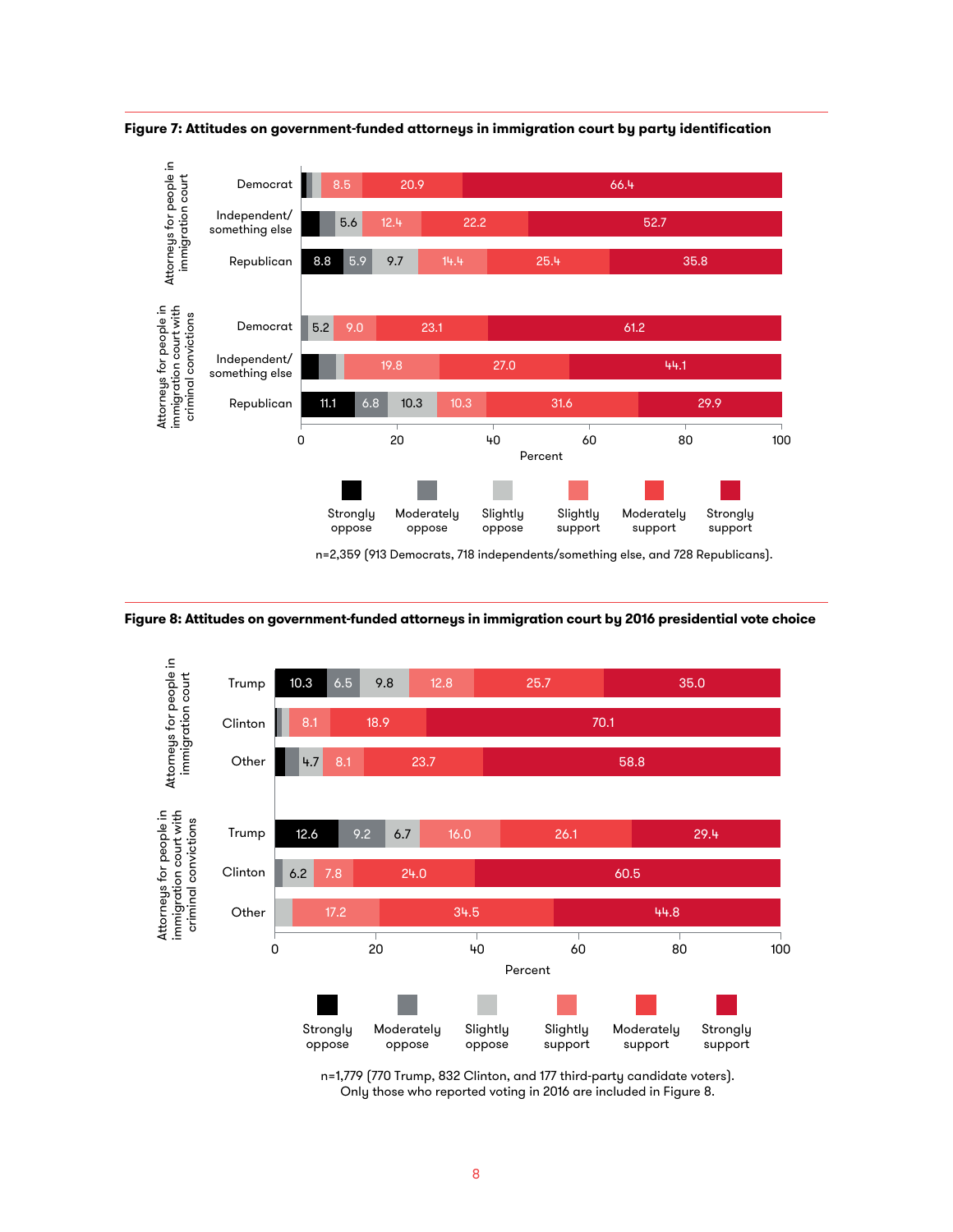**Figure 7: Attitudes on government-funded attorneys in immigration court by party identification**

| | | Strongly oppose | Moderately oppose | Slightly oppose | Slightly support | Moderately support | Strongly support |
|---|---|---|---|---|---|---|---|
| Attorneys for people in immigration court | Democrat | | | | 8.5 | 20.9 | 66.4 |
| | Independent/ something else | | | 5.6 | 12.4 | 22.2 | 52.7 |
| | Republican | 8.8 | 5.9 | 9.7 | 14.4 | 25.4 | 35.8 |
| Attorneys for people in immigration court with criminal convictions | Democrat | | | 5.2 | 9.0 | 23.1 | 61.2 |
| | Independent/ something else | | | | 19.8 | 27.0 | 44.1 |
| | Republican | 11.1 | 6.8 | 10.3 | 10.3 | 31.6 | 29.9 |

Percent

n=2,359 (913 Democrats, 718 independents/something else, and 728 Republicans).

**Figure 8: Attitudes on government-funded attorneys in immigration court by 2016 presidential vote choice**

| | | Strongly oppose | Moderately oppose | Slightly oppose | Slightly support | Moderately support | Strongly support |
|---|---|---|---|---|---|---|---|
| Attorneys for people in immigration court | Trump | 10.3 | 6.5 | 9.8 | 12.8 | 25.7 | 35.0 |
| | Clinton | | | | 8.1 | 18.9 | 70.1 |
| | Other | | | 4.7 | 8.1 | 23.7 | 58.8 |
| Attorneys for people in immigration court with criminal convictions | Trump | 12.6 | 9.2 | 6.7 | 16.0 | 26.1 | 29.4 |
| | Clinton | | | 6.2 | 7.8 | 24.0 | 60.5 |
| | Other | | | | 17.2 | 34.5 | 44.8 |

Percent

n=1,779 (770 Trump, 832 Clinton, and 177 third-party candidate voters). Only those who reported voting in 2016 are included in Figure 8.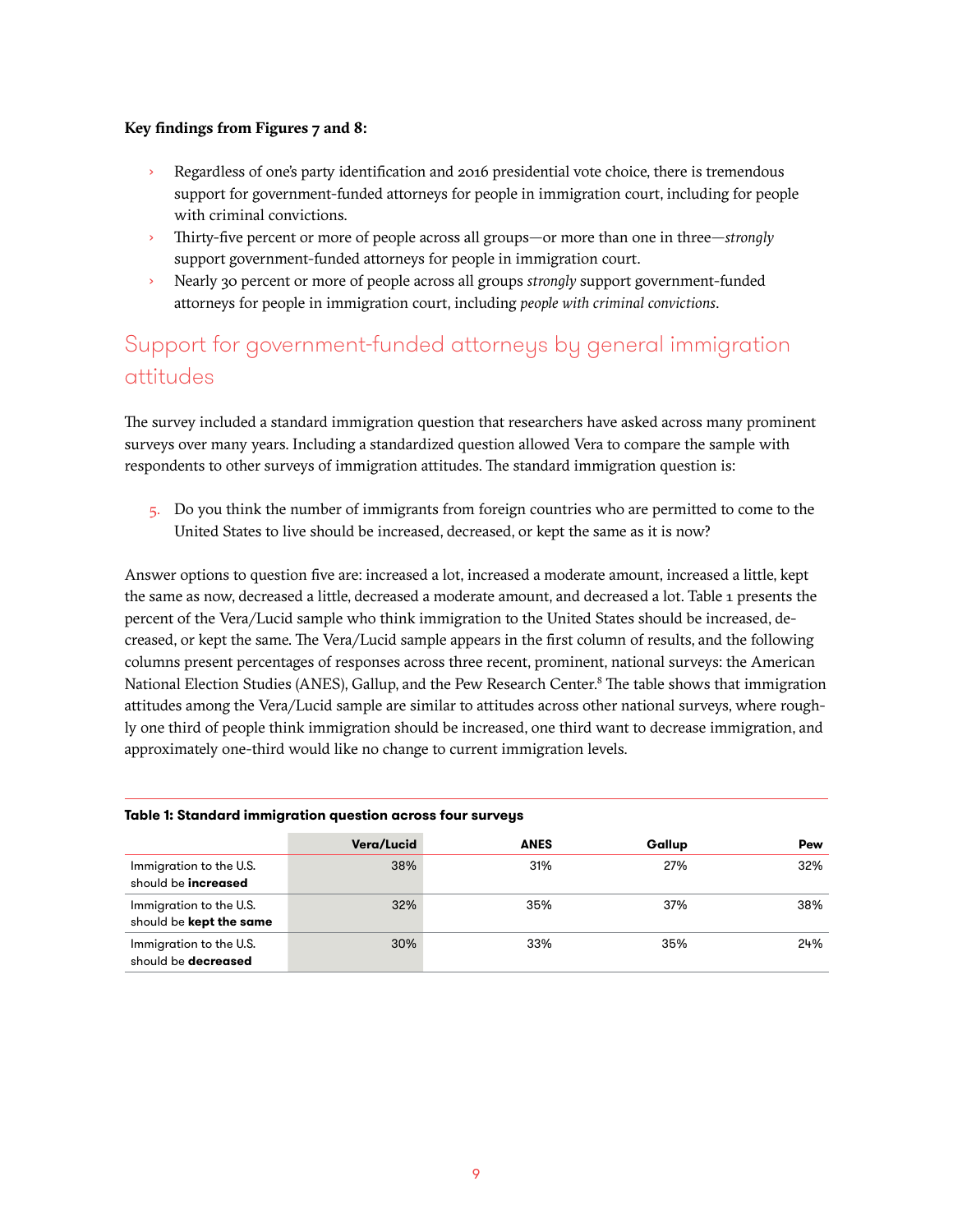**Key findings from Figures 7 and 8:**

- Regardless of one's party identification and 2016 presidential vote choice, there is tremendous support for government-funded attorneys for people in immigration court, including for people with criminal convictions.
- Thirty-five percent or more of people across all groups—or more than one in three—*strongly* support government-funded attorneys for people in immigration court.
- Nearly 30 percent or more of people across all groups *strongly* support government-funded attorneys for people in immigration court, including *people with criminal convictions*.

## Support for government-funded attorneys by general immigration attitudes

The survey included a standard immigration question that researchers have asked across many prominent surveys over many years. Including a standardized question allowed Vera to compare the sample with respondents to other surveys of immigration attitudes. The standard immigration question is:

5. Do you think the number of immigrants from foreign countries who are permitted to come to the United States to live should be increased, decreased, or kept the same as it is now?

Answer options to question five are: increased a lot, increased a moderate amount, increased a little, kept the same as now, decreased a little, decreased a moderate amount, and decreased a lot. Table 1 presents the percent of the Vera/Lucid sample who think immigration to the United States should be increased, decreased, or kept the same. The Vera/Lucid sample appears in the first column of results, and the following columns present percentages of responses across three recent, prominent, national surveys: the American National Election Studies (ANES), Gallup, and the Pew Research Center.[8] The table shows that immigration attitudes among the Vera/Lucid sample are similar to attitudes across other national surveys, where roughly one third of people think immigration should be increased, one third want to decrease immigration, and approximately one-third would like no change to current immigration levels.

**Table 1: Standard immigration question across four surveys**

| | Vera/Lucid | ANES | Gallup | Pew |
|---|---|---|---|---|
| Immigration to the U.S. should be **increased** | 38% | 31% | 27% | 32% |
| Immigration to the U.S. should be **kept the same** | 32% | 35% | 37% | 38% |
| Immigration to the U.S. should be **decreased** | 30% | 33% | 35% | 24% |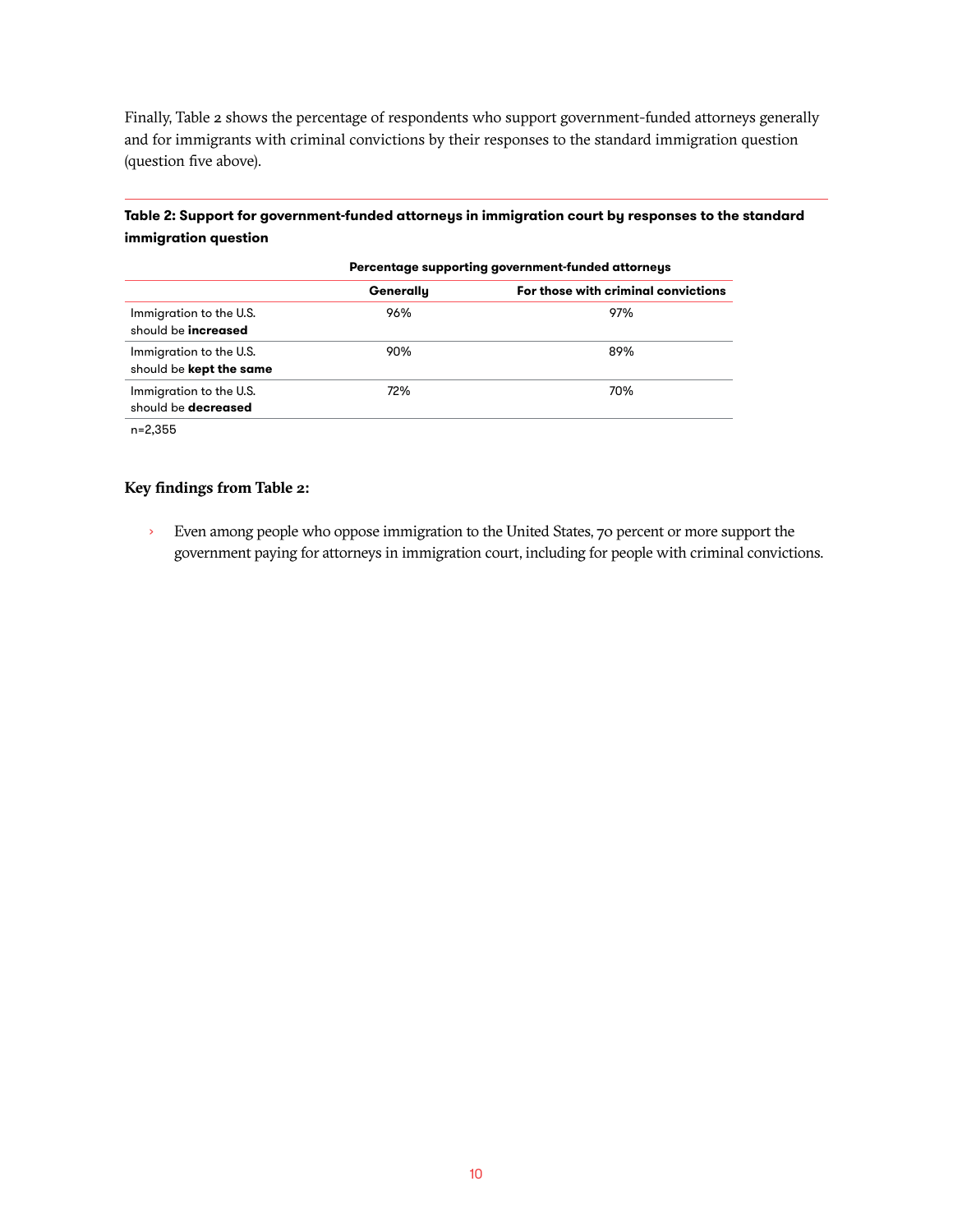Finally, Table 2 shows the percentage of respondents who support government-funded attorneys generally and for immigrants with criminal convictions by their responses to the standard immigration question (question five above).

**Table 2: Support for government-funded attorneys in immigration court by responses to the standard immigration question**

| | Percentage supporting government-funded attorneys | |
|---|---|---|
| | **Generally** | **For those with criminal convictions** |
| Immigration to the U.S. should be **increased** | 96% | 97% |
| Immigration to the U.S. should be **kept the same** | 90% | 89% |
| Immigration to the U.S. should be **decreased** | 72% | 70% |

n=2,355

**Key findings from Table 2:**

- Even among people who oppose immigration to the United States, 70 percent or more support the government paying for attorneys in immigration court, including for people with criminal convictions.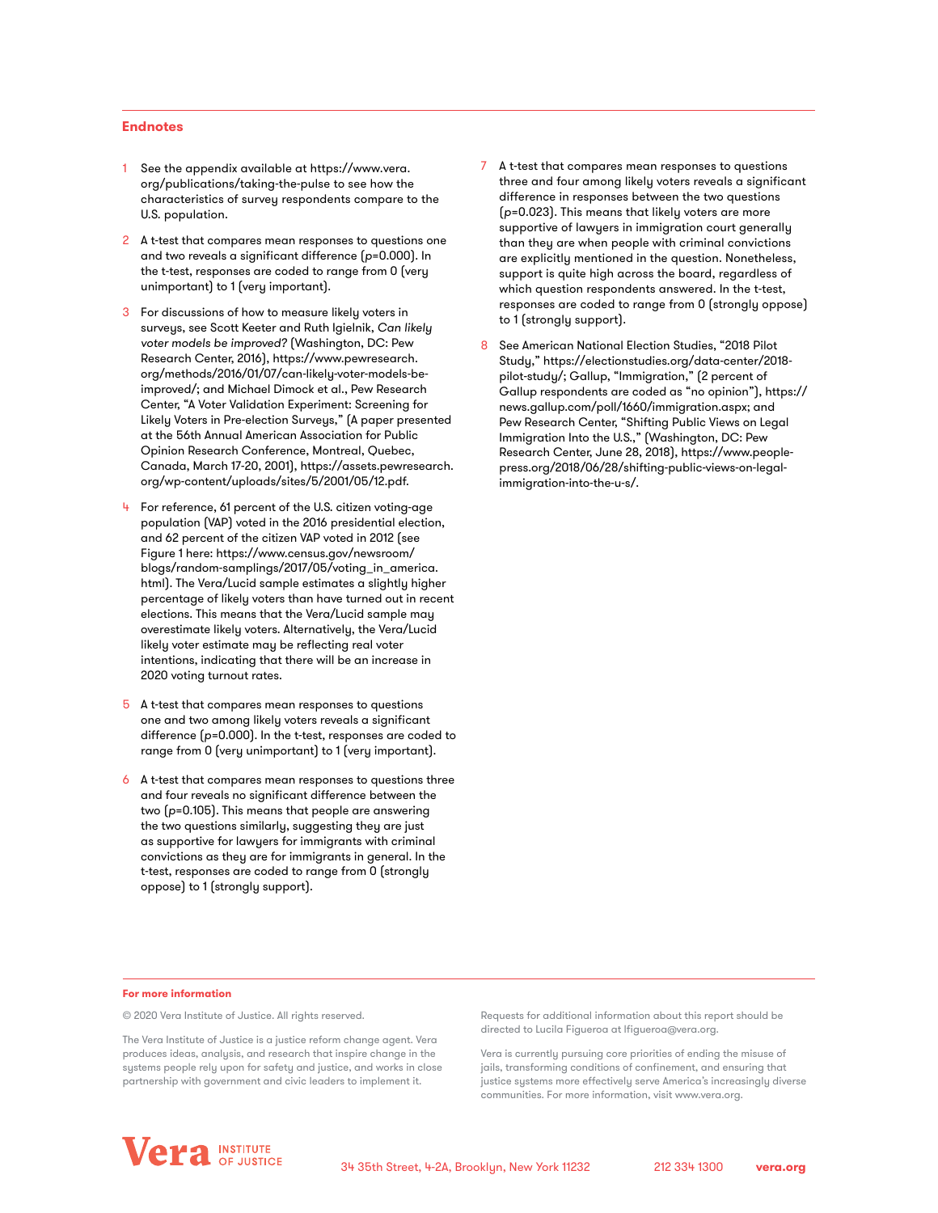## Endnotes

1. See the appendix available at https://www.vera.org/publications/taking-the-pulse to see how the characteristics of survey respondents compare to the U.S. population.

2. A t-test that compares mean responses to questions one and two reveals a significant difference ($p$=0.000). In the t-test, responses are coded to range from 0 (very unimportant) to 1 (very important).

3. For discussions of how to measure likely voters in surveys, see Scott Keeter and Ruth Igielnik, *Can likely voter models be improved?* (Washington, DC: Pew Research Center, 2016), https://www.pewresearch.org/methods/2016/01/07/can-likely-voter-models-be-improved/; and Michael Dimock et al., Pew Research Center, "A Voter Validation Experiment: Screening for Likely Voters in Pre-election Surveys," (A paper presented at the 56th Annual American Association for Public Opinion Research Conference, Montreal, Quebec, Canada, March 17-20, 2001), https://assets.pewresearch.org/wp-content/uploads/sites/5/2001/05/12.pdf.

4. For reference, 61 percent of the U.S. citizen voting-age population (VAP) voted in the 2016 presidential election, and 62 percent of the citizen VAP voted in 2012 (see Figure 1 here: https://www.census.gov/newsroom/blogs/random-samplings/2017/05/voting_in_america.html). The Vera/Lucid sample estimates a slightly higher percentage of likely voters than have turned out in recent elections. This means that the Vera/Lucid sample may overestimate likely voters. Alternatively, the Vera/Lucid likely voter estimate may be reflecting real voter intentions, indicating that there will be an increase in 2020 voting turnout rates.

5. A t-test that compares mean responses to questions one and two among likely voters reveals a significant difference ($p$=0.000). In the t-test, responses are coded to range from 0 (very unimportant) to 1 (very important).

6. A t-test that compares mean responses to questions three and four reveals no significant difference between the two ($p$=0.105). This means that people are answering the two questions similarly, suggesting they are just as supportive for lawyers for immigrants with criminal convictions as they are for immigrants in general. In the t-test, responses are coded to range from 0 (strongly oppose) to 1 (strongly support).

7. A t-test that compares mean responses to questions three and four among likely voters reveals a significant difference in responses between the two questions ($p$=0.023). This means that likely voters are more supportive of lawyers in immigration court generally than they are when people with criminal convictions are explicitly mentioned in the question. Nonetheless, support is quite high across the board, regardless of which question respondents answered. In the t-test, responses are coded to range from 0 (strongly oppose) to 1 (strongly support).

8. See American National Election Studies, "2018 Pilot Study," https://electionstudies.org/data-center/2018-pilot-study/; Gallup, "Immigration," (2 percent of Gallup respondents are coded as "no opinion"), https://news.gallup.com/poll/1660/immigration.aspx; and Pew Research Center, "Shifting Public Views on Legal Immigration Into the U.S.," (Washington, DC: Pew Research Center, June 28, 2018), https://www.people-press.org/2018/06/28/shifting-public-views-on-legal-immigration-into-the-u-s/.

**For more information**

© 2020 Vera Institute of Justice. All rights reserved.

The Vera Institute of Justice is a justice reform change agent. Vera produces ideas, analysis, and research that inspire change in the systems people rely upon for safety and justice, and works in close partnership with government and civic leaders to implement it.

Requests for additional information about this report should be directed to Lucila Figueroa at lfigueroa@vera.org.

Vera is currently pursuing core priorities of ending the misuse of jails, transforming conditions of confinement, and ensuring that justice systems more effectively serve America's increasingly diverse communities. For more information, visit www.vera.org.

Vera INSTITUTE OF JUSTICE

34 35th Street, 4-2A, Brooklyn, New York 11232 212 334 1300 vera.org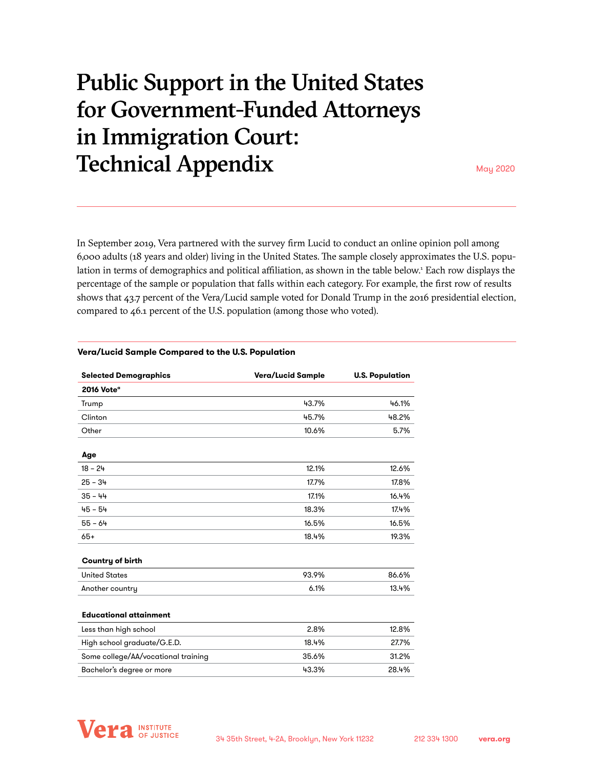# Public Support in the United States for Government-Funded Attorneys in Immigration Court: Technical Appendix

May 2020

In September 2019, Vera partnered with the survey firm Lucid to conduct an online opinion poll among 6,000 adults (18 years and older) living in the United States. The sample closely approximates the U.S. population in terms of demographics and political affiliation, as shown in the table below.[1] Each row displays the percentage of the sample or population that falls within each category. For example, the first row of results shows that 43.7 percent of the Vera/Lucid sample voted for Donald Trump in the 2016 presidential election, compared to 46.1 percent of the U.S. population (among those who voted).

**Vera/Lucid Sample Compared to the U.S. Population**

| Selected Demographics | Vera/Lucid Sample | U.S. Population |
|---|---|---|
| **2016 Vote[a]** | | |
| Trump | 43.7% | 46.1% |
| Clinton | 45.7% | 48.2% |
| Other | 10.6% | 5.7% |
| **Age** | | |
| 18 – 24 | 12.1% | 12.6% |
| 25 – 34 | 17.7% | 17.8% |
| 35 – 44 | 17.1% | 16.4% |
| 45 – 54 | 18.3% | 17.4% |
| 55 – 64 | 16.5% | 16.5% |
| 65+ | 18.4% | 19.3% |
| **Country of birth** | | |
| United States | 93.9% | 86.6% |
| Another country | 6.1% | 13.4% |
| **Educational attainment** | | |
| Less than high school | 2.8% | 12.8% |
| High school graduate/G.E.D. | 18.4% | 27.7% |
| Some college/AA/vocational training | 35.6% | 31.2% |
| Bachelor's degree or more | 43.3% | 28.4% |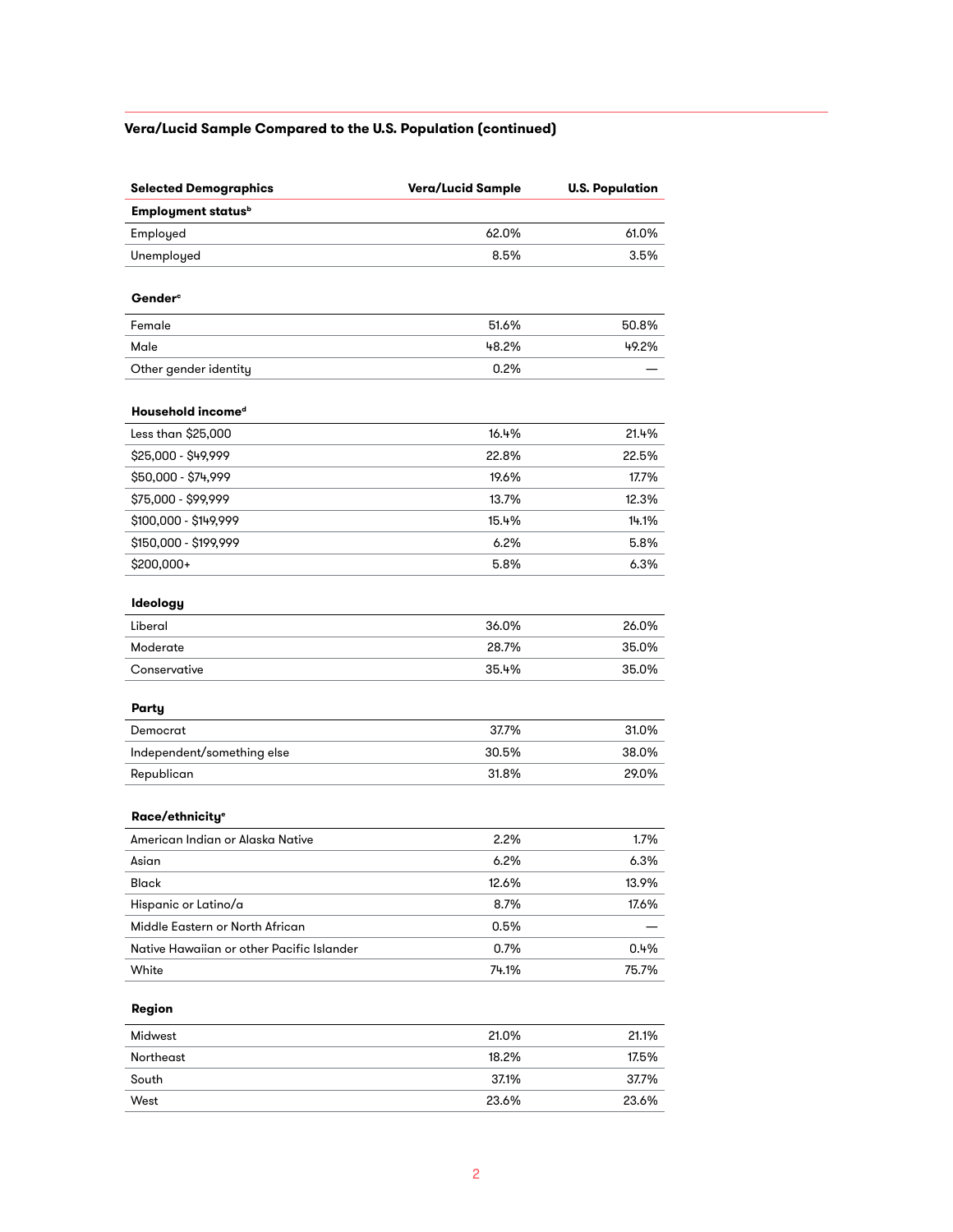**Vera/Lucid Sample Compared to the U.S. Population (continued)**

| Selected Demographics | Vera/Lucid Sample | U.S. Population |
|---|---|---|
| **Employment status**[b] | | |
| Employed | 62.0% | 61.0% |
| Unemployed | 8.5% | 3.5% |
| **Gender**[c] | | |
| Female | 51.6% | 50.8% |
| Male | 48.2% | 49.2% |
| Other gender identity | 0.2% | — |
| **Household income**[d] | | |
| Less than $25,000 | 16.4% | 21.4% |
| $25,000 - $49,999 | 22.8% | 22.5% |
| $50,000 - $74,999 | 19.6% | 17.7% |
| $75,000 - $99,999 | 13.7% | 12.3% |
| $100,000 - $149,999 | 15.4% | 14.1% |
| $150,000 - $199,999 | 6.2% | 5.8% |
| $200,000+ | 5.8% | 6.3% |
| **Ideology** | | |
| Liberal | 36.0% | 26.0% |
| Moderate | 28.7% | 35.0% |
| Conservative | 35.4% | 35.0% |
| **Party** | | |
| Democrat | 37.7% | 31.0% |
| Independent/something else | 30.5% | 38.0% |
| Republican | 31.8% | 29.0% |
| **Race/ethnicity**[e] | | |
| American Indian or Alaska Native | 2.2% | 1.7% |
| Asian | 6.2% | 6.3% |
| Black | 12.6% | 13.9% |
| Hispanic or Latino/a | 8.7% | 17.6% |
| Middle Eastern or North African | 0.5% | — |
| Native Hawaiian or other Pacific Islander | 0.7% | 0.4% |
| White | 74.1% | 75.7% |
| **Region** | | |
| Midwest | 21.0% | 21.1% |
| Northeast | 18.2% | 17.5% |
| South | 37.1% | 37.7% |
| West | 23.6% | 23.6% |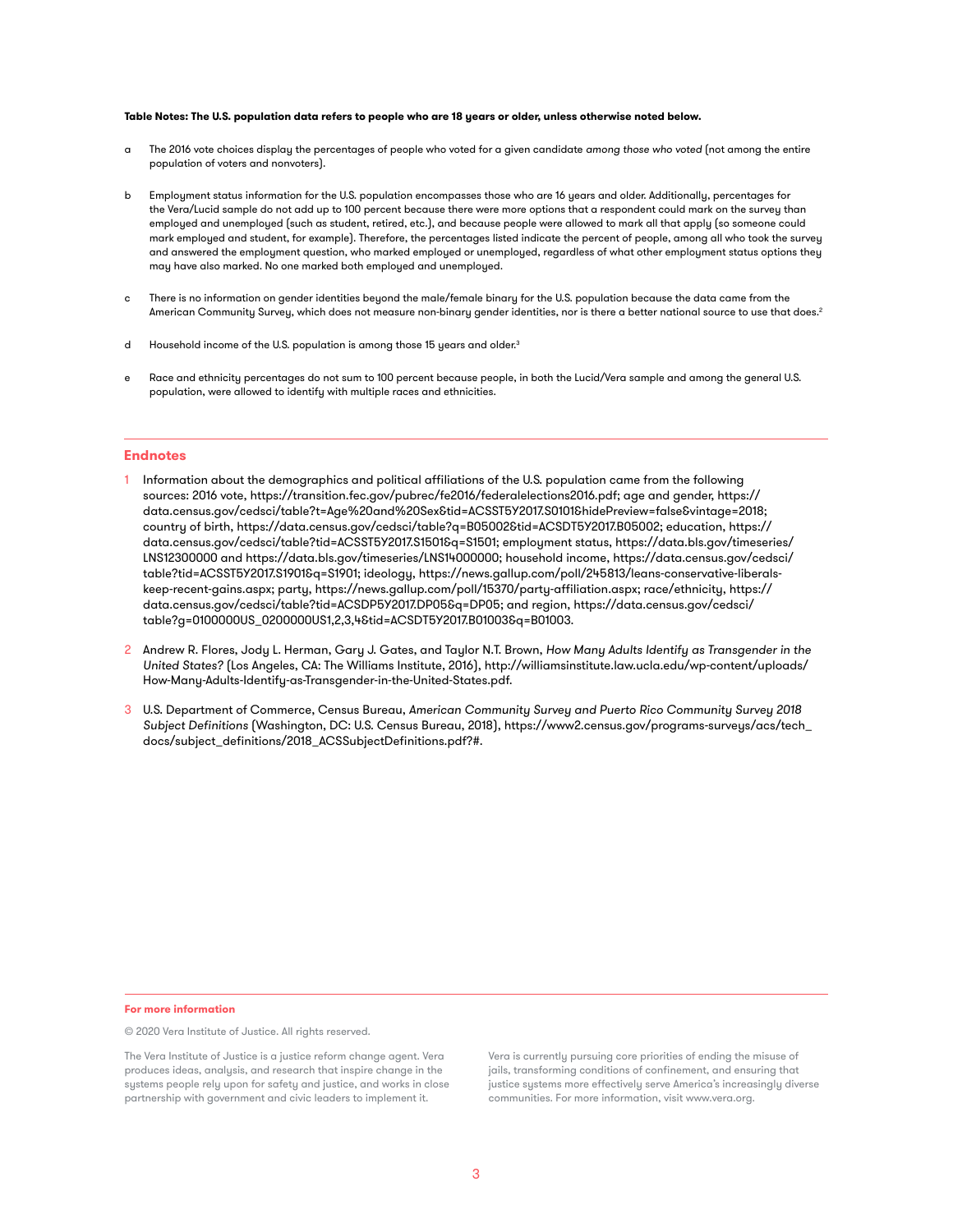**Table Notes: The U.S. population data refers to people who are 18 years or older, unless otherwise noted below.**

a The 2016 vote choices display the percentages of people who voted for a given candidate *among those who voted* (not among the entire population of voters and nonvoters).

b Employment status information for the U.S. population encompasses those who are 16 years and older. Additionally, percentages for the Vera/Lucid sample do not add up to 100 percent because there were more options that a respondent could mark on the survey than employed and unemployed (such as student, retired, etc.), and because people were allowed to mark all that apply (so someone could mark employed and student, for example). Therefore, the percentages listed indicate the percent of people, among all who took the survey and answered the employment question, who marked employed or unemployed, regardless of what other employment status options they may have also marked. No one marked both employed and unemployed.

c There is no information on gender identities beyond the male/female binary for the U.S. population because the data came from the American Community Survey, which does not measure non-binary gender identities, nor is there a better national source to use that does.[2]

d Household income of the U.S. population is among those 15 years and older.[3]

e Race and ethnicity percentages do not sum to 100 percent because people, in both the Lucid/Vera sample and among the general U.S. population, were allowed to identify with multiple races and ethnicities.

## Endnotes

1 Information about the demographics and political affiliations of the U.S. population came from the following sources: 2016 vote, https://transition.fec.gov/pubrec/fe2016/federalelections2016.pdf; age and gender, https://data.census.gov/cedsci/table?t=Age%20and%20Sex&tid=ACSST5Y2017.S0101&hidePreview=false&vintage=2018; country of birth, https://data.census.gov/cedsci/table?q=B05002&tid=ACSDT5Y2017.B05002; education, https://data.census.gov/cedsci/table?tid=ACSST5Y2017.S1501&q=S1501; employment status, https://data.bls.gov/timeseries/LNS12300000 and https://data.bls.gov/timeseries/LNS14000000; household income, https://data.census.gov/cedsci/table?tid=ACSST5Y2017.S1901&q=S1901; ideology, https://news.gallup.com/poll/245813/leans-conservative-liberals-keep-recent-gains.aspx; party, https://news.gallup.com/poll/15370/party-affiliation.aspx; race/ethnicity, https://data.census.gov/cedsci/table?tid=ACSDP5Y2017.DP05&q=DP05; and region, https://data.census.gov/cedsci/table?g=0100000US_0200000US1,2,3,4&tid=ACSDT5Y2017.B01003&q=B01003.

2 Andrew R. Flores, Jody L. Herman, Gary J. Gates, and Taylor N.T. Brown, *How Many Adults Identify as Transgender in the United States?* (Los Angeles, CA: The Williams Institute, 2016), http://williamsinstitute.law.ucla.edu/wp-content/uploads/How-Many-Adults-Identify-as-Transgender-in-the-United-States.pdf.

3 U.S. Department of Commerce, Census Bureau, *American Community Survey and Puerto Rico Community Survey 2018 Subject Definitions* (Washington, DC: U.S. Census Bureau, 2018), https://www2.census.gov/programs-surveys/acs/tech_docs/subject_definitions/2018_ACSSubjectDefinitions.pdf?#.

**For more information**

© 2020 Vera Institute of Justice. All rights reserved.

The Vera Institute of Justice is a justice reform change agent. Vera produces ideas, analysis, and research that inspire change in the systems people rely upon for safety and justice, and works in close partnership with government and civic leaders to implement it.

Vera is currently pursuing core priorities of ending the misuse of jails, transforming conditions of confinement, and ensuring that justice systems more effectively serve America's increasingly diverse communities. For more information, visit www.vera.org.